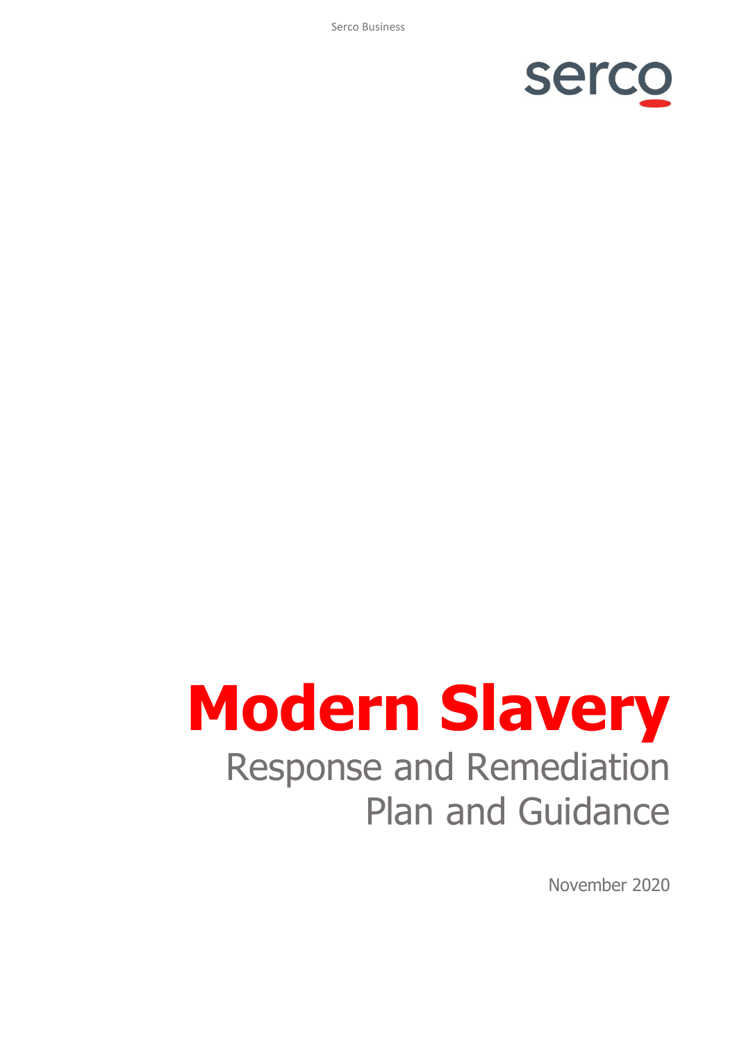# Modern Slavery

## Response and Remediation Plan and Guidance

November 2020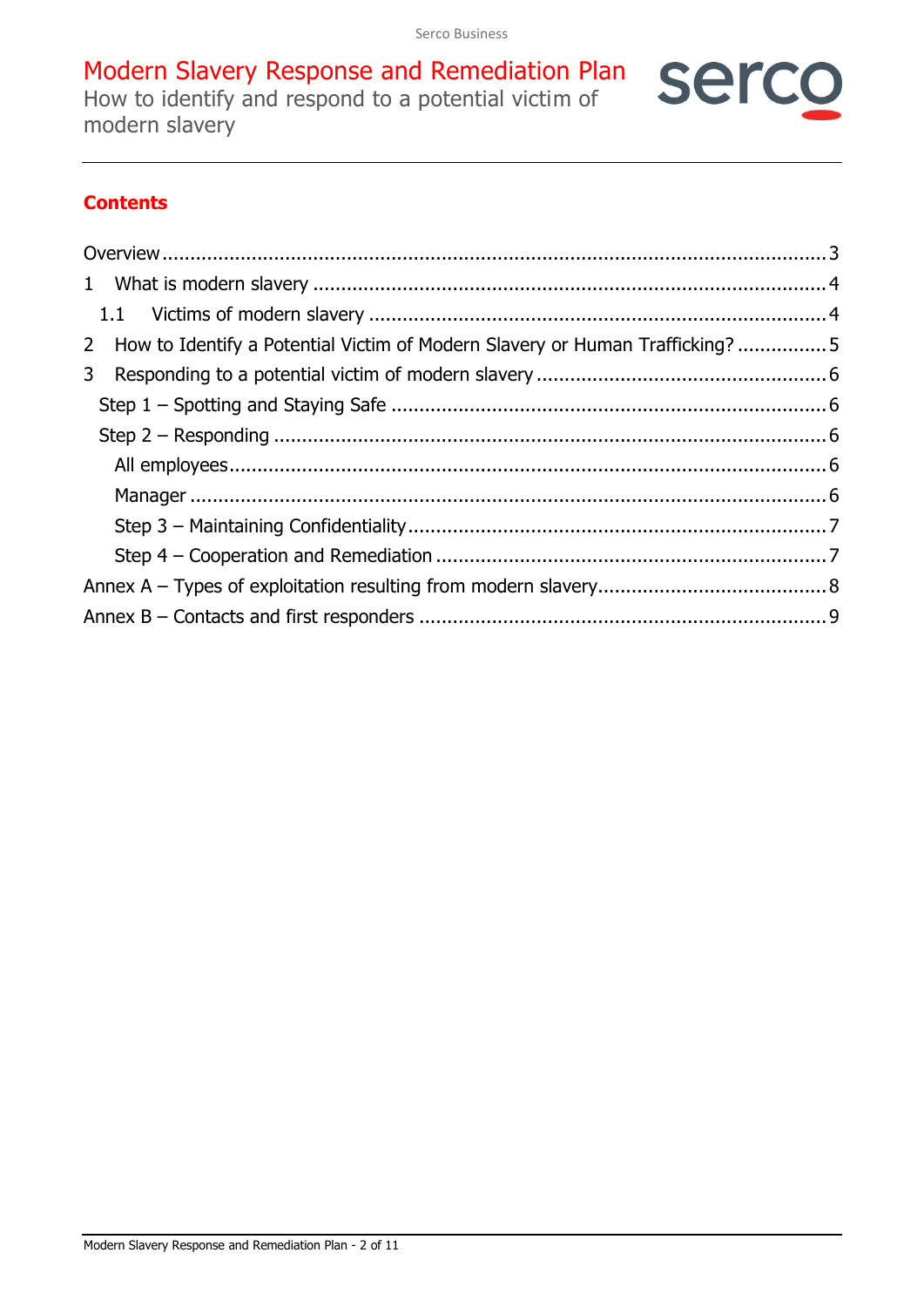# Modern Slavery Response and Remediation Plan

How to identify and respond to a potential victim of modern slavery

## Contents

Overview ....... 3

1 What is modern slavery ....... 4

1.1 Victims of modern slavery ....... 4

2 How to Identify a Potential Victim of Modern Slavery or Human Trafficking? ....... 5

3 Responding to a potential victim of modern slavery ....... 6

Step 1 – Spotting and Staying Safe ....... 6

Step 2 – Responding ....... 6

All employees ....... 6

Manager ....... 6

Step 3 – Maintaining Confidentiality ....... 7

Step 4 – Cooperation and Remediation ....... 7

Annex A – Types of exploitation resulting from modern slavery ....... 8

Annex B – Contacts and first responders ....... 9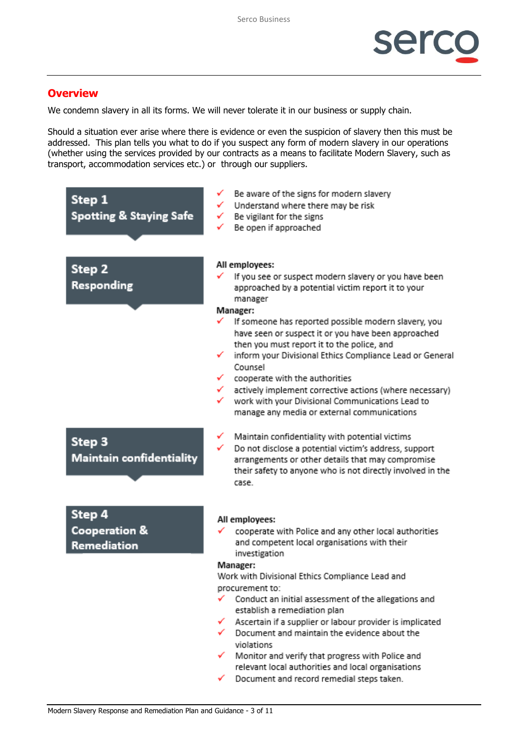## Overview

We condemn slavery in all its forms. We will never tolerate it in our business or supply chain.

Should a situation ever arise where there is evidence or even the suspicion of slavery then this must be addressed. This plan tells you what to do if you suspect any form of modern slavery in our operations (whether using the services provided by our contracts as a means to facilitate Modern Slavery, such as transport, accommodation services etc.) or through our suppliers.

### Step 1 Spotting & Staying Safe

- ✓ Be aware of the signs for modern slavery
- ✓ Understand where there may be risk
- ✓ Be vigilant for the signs
- ✓ Be open if approached

### Step 2 Responding

**All employees:**

- ✓ If you see or suspect modern slavery or you have been approached by a potential victim report it to your manager

**Manager:**

- ✓ If someone has reported possible modern slavery, you have seen or suspect it or you have been approached then you must report it to the police, and
- ✓ inform your Divisional Ethics Compliance Lead or General Counsel
- ✓ cooperate with the authorities
- ✓ actively implement corrective actions (where necessary)
- ✓ work with your Divisional Communications Lead to manage any media or external communications

### Step 3 Maintain confidentiality

- ✓ Maintain confidentiality with potential victims
- ✓ Do not disclose a potential victim's address, support arrangements or other details that may compromise their safety to anyone who is not directly involved in the case.

### Step 4 Cooperation & Remediation

**All employees:**

- ✓ cooperate with Police and any other local authorities and competent local organisations with their investigation

**Manager:**

Work with Divisional Ethics Compliance Lead and procurement to:

- ✓ Conduct an initial assessment of the allegations and establish a remediation plan
- ✓ Ascertain if a supplier or labour provider is implicated
- ✓ Document and maintain the evidence about the violations
- ✓ Monitor and verify that progress with Police and relevant local authorities and local organisations
- ✓ Document and record remedial steps taken.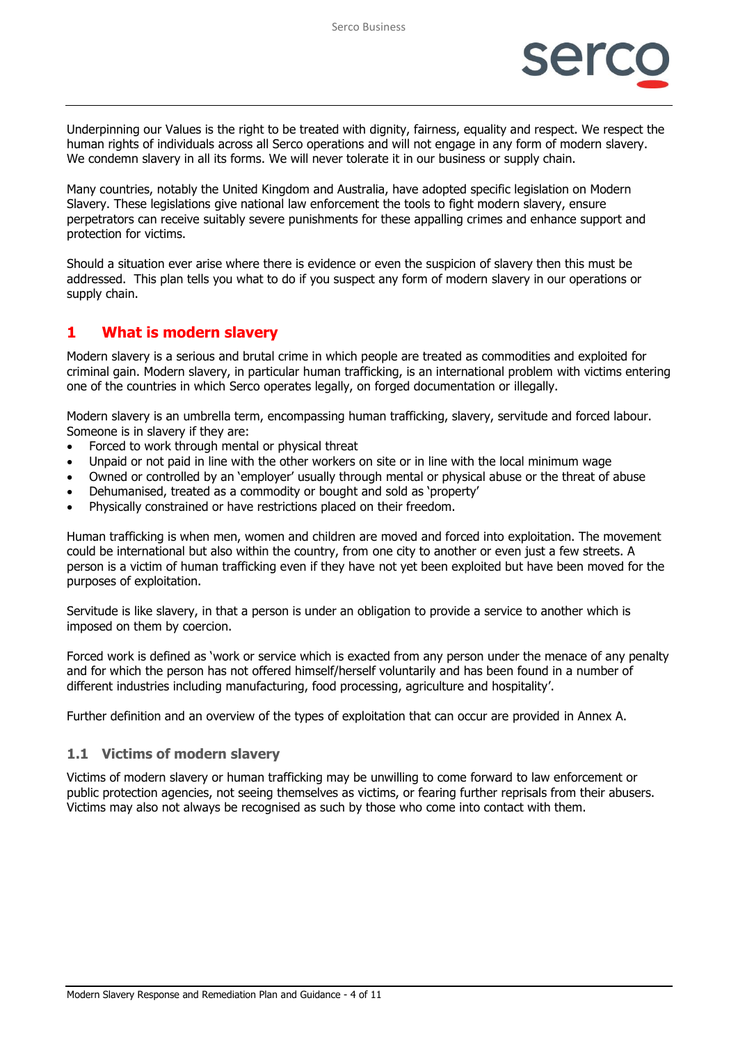Underpinning our Values is the right to be treated with dignity, fairness, equality and respect. We respect the human rights of individuals across all Serco operations and will not engage in any form of modern slavery. We condemn slavery in all its forms. We will never tolerate it in our business or supply chain.

Many countries, notably the United Kingdom and Australia, have adopted specific legislation on Modern Slavery. These legislations give national law enforcement the tools to fight modern slavery, ensure perpetrators can receive suitably severe punishments for these appalling crimes and enhance support and protection for victims.

Should a situation ever arise where there is evidence or even the suspicion of slavery then this must be addressed. This plan tells you what to do if you suspect any form of modern slavery in our operations or supply chain.

## 1 What is modern slavery

Modern slavery is a serious and brutal crime in which people are treated as commodities and exploited for criminal gain. Modern slavery, in particular human trafficking, is an international problem with victims entering one of the countries in which Serco operates legally, on forged documentation or illegally.

Modern slavery is an umbrella term, encompassing human trafficking, slavery, servitude and forced labour. Someone is in slavery if they are:

- Forced to work through mental or physical threat
- Unpaid or not paid in line with the other workers on site or in line with the local minimum wage
- Owned or controlled by an 'employer' usually through mental or physical abuse or the threat of abuse
- Dehumanised, treated as a commodity or bought and sold as 'property'
- Physically constrained or have restrictions placed on their freedom.

Human trafficking is when men, women and children are moved and forced into exploitation. The movement could be international but also within the country, from one city to another or even just a few streets. A person is a victim of human trafficking even if they have not yet been exploited but have been moved for the purposes of exploitation.

Servitude is like slavery, in that a person is under an obligation to provide a service to another which is imposed on them by coercion.

Forced work is defined as 'work or service which is exacted from any person under the menace of any penalty and for which the person has not offered himself/herself voluntarily and has been found in a number of different industries including manufacturing, food processing, agriculture and hospitality'.

Further definition and an overview of the types of exploitation that can occur are provided in Annex A.

### 1.1 Victims of modern slavery

Victims of modern slavery or human trafficking may be unwilling to come forward to law enforcement or public protection agencies, not seeing themselves as victims, or fearing further reprisals from their abusers. Victims may also not always be recognised as such by those who come into contact with them.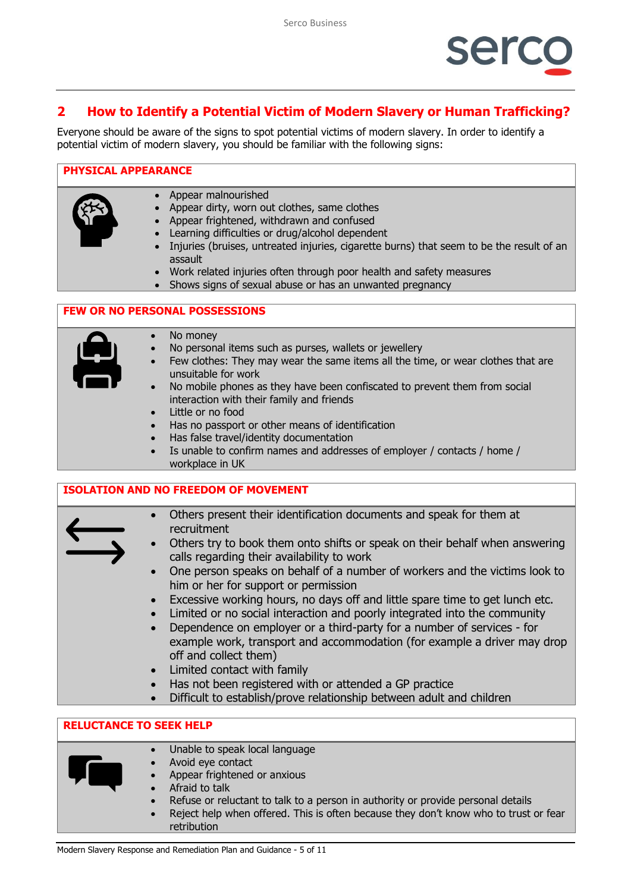## 2 How to Identify a Potential Victim of Modern Slavery or Human Trafficking?

Everyone should be aware of the signs to spot potential victims of modern slavery. In order to identify a potential victim of modern slavery, you should be familiar with the following signs:

### PHYSICAL APPEARANCE

- Appear malnourished
- Appear dirty, worn out clothes, same clothes
- Appear frightened, withdrawn and confused
- Learning difficulties or drug/alcohol dependent
- Injuries (bruises, untreated injuries, cigarette burns) that seem to be the result of an assault
- Work related injuries often through poor health and safety measures
- Shows signs of sexual abuse or has an unwanted pregnancy

### FEW OR NO PERSONAL POSSESSIONS

- No money
- No personal items such as purses, wallets or jewellery
- Few clothes: They may wear the same items all the time, or wear clothes that are unsuitable for work
- No mobile phones as they have been confiscated to prevent them from social interaction with their family and friends
- Little or no food
- Has no passport or other means of identification
- Has false travel/identity documentation
- Is unable to confirm names and addresses of employer / contacts / home / workplace in UK

### ISOLATION AND NO FREEDOM OF MOVEMENT

- Others present their identification documents and speak for them at recruitment
- Others try to book them onto shifts or speak on their behalf when answering calls regarding their availability to work
- One person speaks on behalf of a number of workers and the victims look to him or her for support or permission
- Excessive working hours, no days off and little spare time to get lunch etc.
- Limited or no social interaction and poorly integrated into the community
- Dependence on employer or a third-party for a number of services - for example work, transport and accommodation (for example a driver may drop off and collect them)
- Limited contact with family
- Has not been registered with or attended a GP practice
- Difficult to establish/prove relationship between adult and children

### RELUCTANCE TO SEEK HELP

- Unable to speak local language
- Avoid eye contact
- Appear frightened or anxious
- Afraid to talk
- Refuse or reluctant to talk to a person in authority or provide personal details
- Reject help when offered. This is often because they don't know who to trust or fear retribution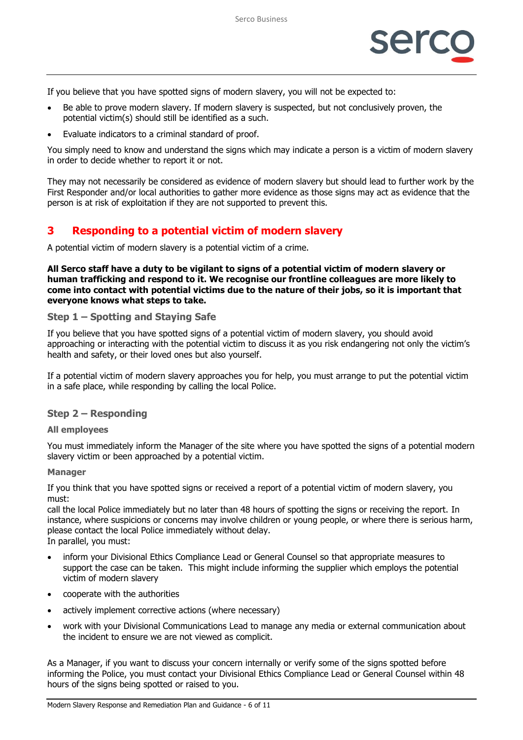If you believe that you have spotted signs of modern slavery, you will not be expected to:

- Be able to prove modern slavery. If modern slavery is suspected, but not conclusively proven, the potential victim(s) should still be identified as a such.
- Evaluate indicators to a criminal standard of proof.

You simply need to know and understand the signs which may indicate a person is a victim of modern slavery in order to decide whether to report it or not.

They may not necessarily be considered as evidence of modern slavery but should lead to further work by the First Responder and/or local authorities to gather more evidence as those signs may act as evidence that the person is at risk of exploitation if they are not supported to prevent this.

## 3 Responding to a potential victim of modern slavery

A potential victim of modern slavery is a potential victim of a crime.

**All Serco staff have a duty to be vigilant to signs of a potential victim of modern slavery or human trafficking and respond to it. We recognise our frontline colleagues are more likely to come into contact with potential victims due to the nature of their jobs, so it is important that everyone knows what steps to take.**

### Step 1 – Spotting and Staying Safe

If you believe that you have spotted signs of a potential victim of modern slavery, you should avoid approaching or interacting with the potential victim to discuss it as you risk endangering not only the victim's health and safety, or their loved ones but also yourself.

If a potential victim of modern slavery approaches you for help, you must arrange to put the potential victim in a safe place, while responding by calling the local Police.

### Step 2 – Responding

#### All employees

You must immediately inform the Manager of the site where you have spotted the signs of a potential modern slavery victim or been approached by a potential victim.

#### Manager

If you think that you have spotted signs or received a report of a potential victim of modern slavery, you must:
call the local Police immediately but no later than 48 hours of spotting the signs or receiving the report. In instance, where suspicions or concerns may involve children or young people, or where there is serious harm, please contact the local Police immediately without delay.
In parallel, you must:

- inform your Divisional Ethics Compliance Lead or General Counsel so that appropriate measures to support the case can be taken. This might include informing the supplier which employs the potential victim of modern slavery
- cooperate with the authorities
- actively implement corrective actions (where necessary)
- work with your Divisional Communications Lead to manage any media or external communication about the incident to ensure we are not viewed as complicit.

As a Manager, if you want to discuss your concern internally or verify some of the signs spotted before informing the Police, you must contact your Divisional Ethics Compliance Lead or General Counsel within 48 hours of the signs being spotted or raised to you.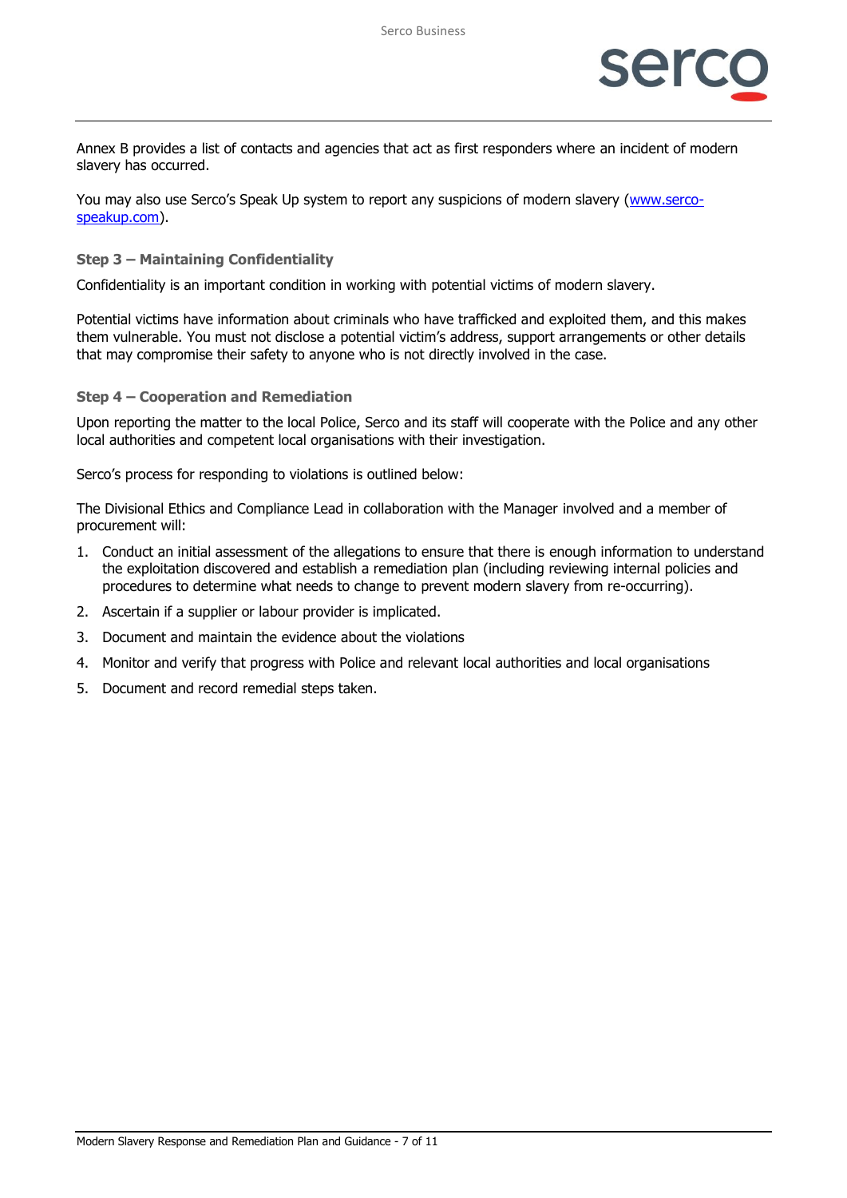Annex B provides a list of contacts and agencies that act as first responders where an incident of modern slavery has occurred.

You may also use Serco's Speak Up system to report any suspicions of modern slavery ([www.serco-speakup.com](www.serco-speakup.com)).

### Step 3 – Maintaining Confidentiality

Confidentiality is an important condition in working with potential victims of modern slavery.

Potential victims have information about criminals who have trafficked and exploited them, and this makes them vulnerable. You must not disclose a potential victim's address, support arrangements or other details that may compromise their safety to anyone who is not directly involved in the case.

### Step 4 – Cooperation and Remediation

Upon reporting the matter to the local Police, Serco and its staff will cooperate with the Police and any other local authorities and competent local organisations with their investigation.

Serco's process for responding to violations is outlined below:

The Divisional Ethics and Compliance Lead in collaboration with the Manager involved and a member of procurement will:

1. Conduct an initial assessment of the allegations to ensure that there is enough information to understand the exploitation discovered and establish a remediation plan (including reviewing internal policies and procedures to determine what needs to change to prevent modern slavery from re-occurring).
2. Ascertain if a supplier or labour provider is implicated.
3. Document and maintain the evidence about the violations
4. Monitor and verify that progress with Police and relevant local authorities and local organisations
5. Document and record remedial steps taken.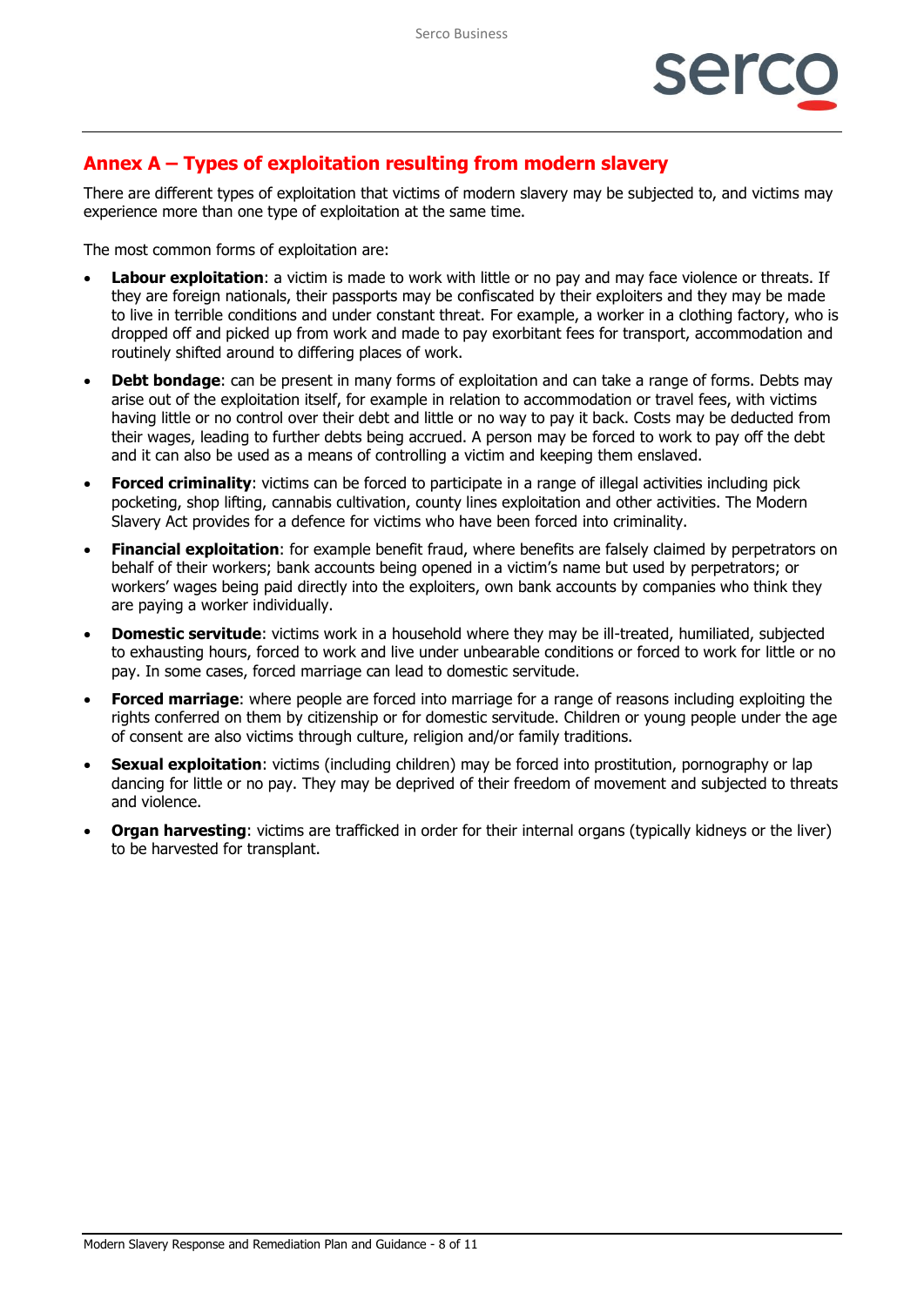## Annex A – Types of exploitation resulting from modern slavery

There are different types of exploitation that victims of modern slavery may be subjected to, and victims may experience more than one type of exploitation at the same time.

The most common forms of exploitation are:

- **Labour exploitation**: a victim is made to work with little or no pay and may face violence or threats. If they are foreign nationals, their passports may be confiscated by their exploiters and they may be made to live in terrible conditions and under constant threat. For example, a worker in a clothing factory, who is dropped off and picked up from work and made to pay exorbitant fees for transport, accommodation and routinely shifted around to differing places of work.
- **Debt bondage**: can be present in many forms of exploitation and can take a range of forms. Debts may arise out of the exploitation itself, for example in relation to accommodation or travel fees, with victims having little or no control over their debt and little or no way to pay it back. Costs may be deducted from their wages, leading to further debts being accrued. A person may be forced to work to pay off the debt and it can also be used as a means of controlling a victim and keeping them enslaved.
- **Forced criminality**: victims can be forced to participate in a range of illegal activities including pick pocketing, shop lifting, cannabis cultivation, county lines exploitation and other activities. The Modern Slavery Act provides for a defence for victims who have been forced into criminality.
- **Financial exploitation**: for example benefit fraud, where benefits are falsely claimed by perpetrators on behalf of their workers; bank accounts being opened in a victim's name but used by perpetrators; or workers' wages being paid directly into the exploiters, own bank accounts by companies who think they are paying a worker individually.
- **Domestic servitude**: victims work in a household where they may be ill-treated, humiliated, subjected to exhausting hours, forced to work and live under unbearable conditions or forced to work for little or no pay. In some cases, forced marriage can lead to domestic servitude.
- **Forced marriage**: where people are forced into marriage for a range of reasons including exploiting the rights conferred on them by citizenship or for domestic servitude. Children or young people under the age of consent are also victims through culture, religion and/or family traditions.
- **Sexual exploitation**: victims (including children) may be forced into prostitution, pornography or lap dancing for little or no pay. They may be deprived of their freedom of movement and subjected to threats and violence.
- **Organ harvesting**: victims are trafficked in order for their internal organs (typically kidneys or the liver) to be harvested for transplant.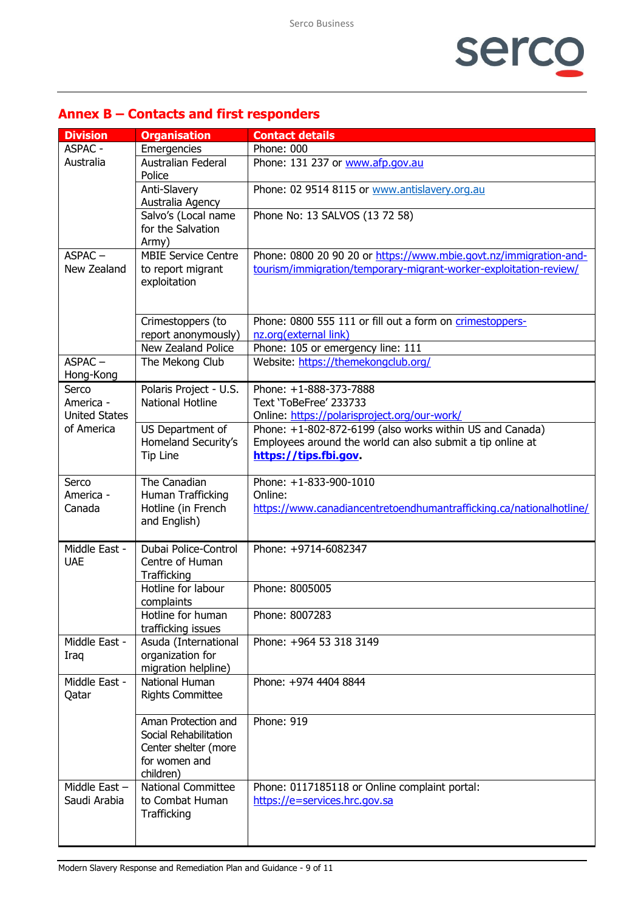## Annex B – Contacts and first responders

| Division | Organisation | Contact details |
|---|---|---|
| ASPAC - Australia | Emergencies | Phone: 000 |
| | Australian Federal Police | Phone: 131 237 or www.afp.gov.au |
| | Anti-Slavery Australia Agency | Phone: 02 9514 8115 or www.antislavery.org.au |
| | Salvo's (Local name for the Salvation Army) | Phone No: 13 SALVOS (13 72 58) |
| ASPAC – New Zealand | MBIE Service Centre to report migrant exploitation | Phone: 0800 20 90 20 or https://www.mbie.govt.nz/immigration-and-tourism/immigration/temporary-migrant-worker-exploitation-review/ |
| | Crimestoppers (to report anonymously) | Phone: 0800 555 111 or fill out a form on crimestoppers-nz.org(external link) |
| | New Zealand Police | Phone: 105 or emergency line: 111 |
| ASPAC – Hong-Kong | The Mekong Club | Website: https://themekongclub.org/ |
| Serco America - United States of America | Polaris Project - U.S. National Hotline | Phone: +1-888-373-7888<br>Text 'ToBeFree' 233733<br>Online: https://polarisproject.org/our-work/ |
| | US Department of Homeland Security's Tip Line | Phone: +1-802-872-6199 (also works within US and Canada)<br>Employees around the world can also submit a tip online at **https://tips.fbi.gov**. |
| Serco America - Canada | The Canadian Human Trafficking Hotline (in French and English) | Phone: +1-833-900-1010<br>Online:<br>https://www.canadiancentretoendhumantrafficking.ca/nationalhotline/ |
| Middle East - UAE | Dubai Police-Control Centre of Human Trafficking | Phone: +9714-6082347 |
| | Hotline for labour complaints | Phone: 8005005 |
| | Hotline for human trafficking issues | Phone: 8007283 |
| Middle East - Iraq | Asuda (International organization for migration helpline) | Phone: +964 53 318 3149 |
| Middle East - Qatar | National Human Rights Committee | Phone: +974 4404 8844 |
| | Aman Protection and Social Rehabilitation Center shelter (more for women and children) | Phone: 919 |
| Middle East – Saudi Arabia | National Committee to Combat Human Trafficking | Phone: 0117185118 or Online complaint portal:<br>https://e=services.hrc.gov.sa |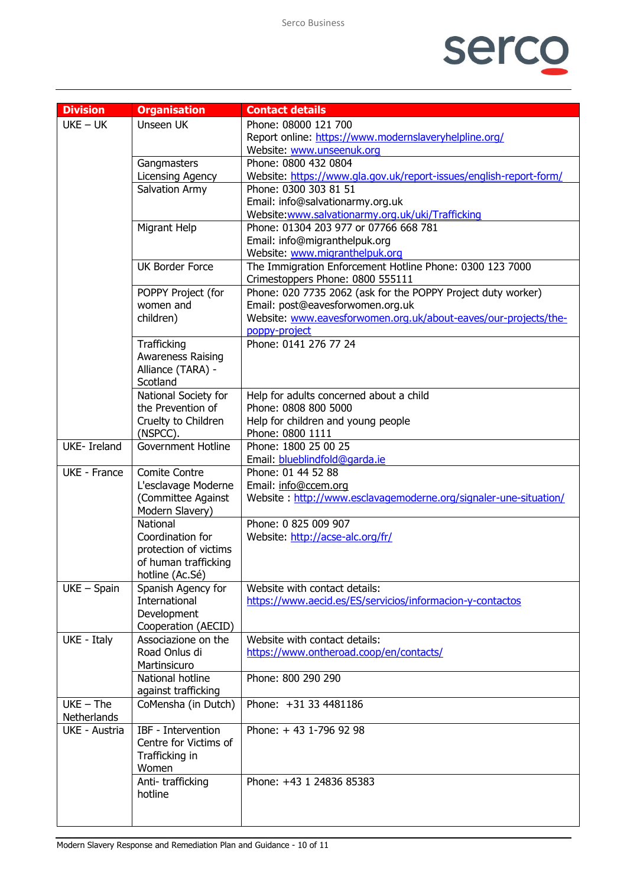| Division | Organisation | Contact details |
|---|---|---|
| UKE – UK | Unseen UK | Phone: 08000 121 700<br>Report online: https://www.modernslaveryhelpline.org/<br>Website: www.unseenuk.org |
| | Gangmasters Licensing Agency | Phone: 0800 432 0804<br>Website: https://www.gla.gov.uk/report-issues/english-report-form/ |
| | Salvation Army | Phone: 0300 303 81 51<br>Email: info@salvationarmy.org.uk<br>Website:www.salvationarmy.org.uk/uki/Trafficking |
| | Migrant Help | Phone: 01304 203 977 or 07766 668 781<br>Email: info@migranthelpuk.org<br>Website: www.migranthelpuk.org |
| | UK Border Force | The Immigration Enforcement Hotline Phone: 0300 123 7000<br>Crimestoppers Phone: 0800 555111 |
| | POPPY Project (for women and children) | Phone: 020 7735 2062 (ask for the POPPY Project duty worker)<br>Email: post@eavesforwomen.org.uk<br>Website: www.eavesforwomen.org.uk/about-eaves/our-projects/the-poppy-project |
| | Trafficking Awareness Raising Alliance (TARA) - Scotland | Phone: 0141 276 77 24 |
| | National Society for the Prevention of Cruelty to Children (NSPCC). | Help for adults concerned about a child<br>Phone: 0808 800 5000<br>Help for children and young people<br>Phone: 0800 1111 |
| UKE- Ireland | Government Hotline | Phone: 1800 25 00 25<br>Email: blueblindfold@garda.ie |
| UKE - France | Comite Contre L'esclavage Moderne (Committee Against Modern Slavery) | Phone: 01 44 52 88<br>Email: info@ccem.org<br>Website : http://www.esclavagemoderne.org/signaler-une-situation/ |
| | National Coordination for protection of victims of human trafficking hotline (Ac.Sé) | Phone: 0 825 009 907<br>Website: http://acse-alc.org/fr/ |
| UKE – Spain | Spanish Agency for International Development Cooperation (AECID) | Website with contact details:<br>https://www.aecid.es/ES/servicios/informacion-y-contactos |
| UKE - Italy | Associazione on the Road Onlus di Martinsicuro | Website with contact details:<br>https://www.ontheroad.coop/en/contacts/ |
| | National hotline against trafficking | Phone: 800 290 290 |
| UKE – The Netherlands | CoMensha (in Dutch) | Phone: +31 33 4481186 |
| UKE - Austria | IBF - Intervention Centre for Victims of Trafficking in Women | Phone: + 43 1-796 92 98 |
| | Anti- trafficking hotline | Phone: +43 1 24836 85383 |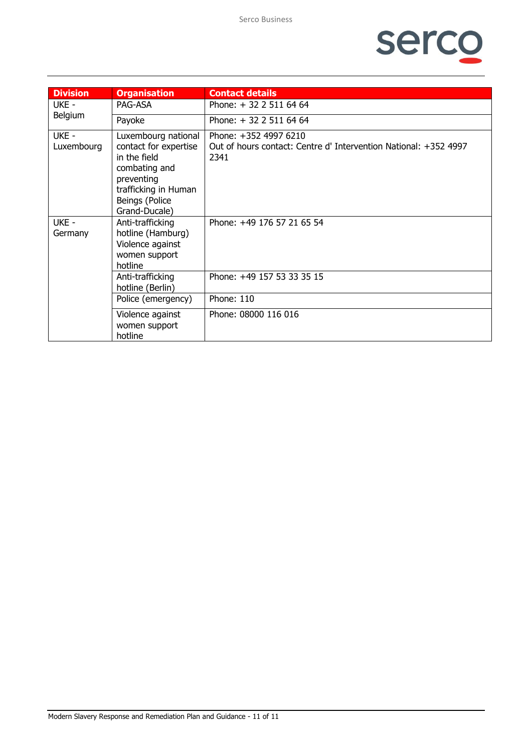| Division | Organisation | Contact details |
| --- | --- | --- |
| UKE - Belgium | PAG-ASA | Phone: + 32 2 511 64 64 |
| | Payoke | Phone: + 32 2 511 64 64 |
| UKE - Luxembourg | Luxembourg national contact for expertise in the field combating and preventing trafficking in Human Beings (Police Grand-Ducale) | Phone: +352 4997 6210<br>Out of hours contact: Centre d' Intervention National: +352 4997 2341 |
| UKE - Germany | Anti-trafficking hotline (Hamburg) Violence against women support hotline | Phone: +49 176 57 21 65 54 |
| | Anti-trafficking hotline (Berlin) | Phone: +49 157 53 33 35 15 |
| | Police (emergency) | Phone: 110 |
| | Violence against women support hotline | Phone: 08000 116 016 |